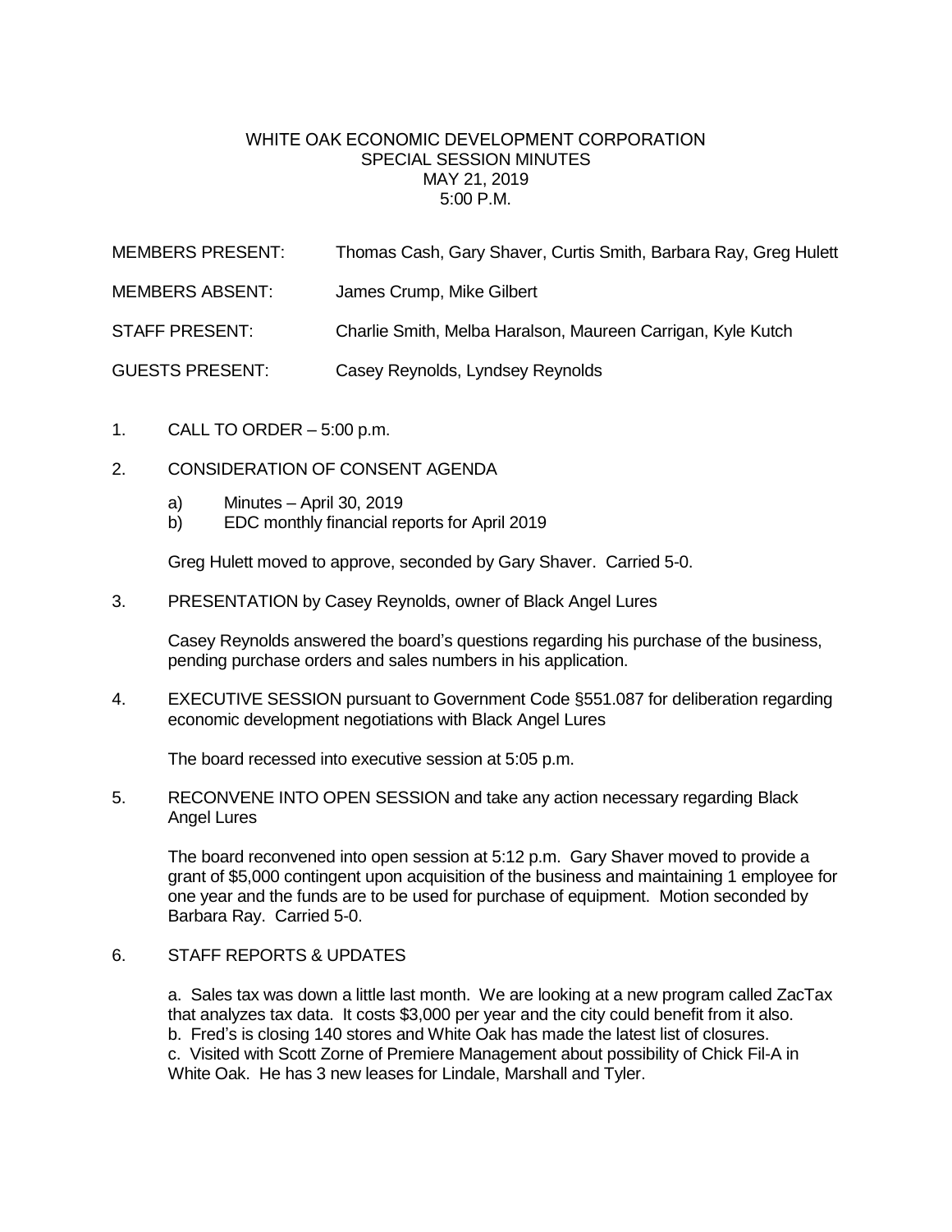# WHITE OAK ECONOMIC DEVELOPMENT CORPORATION
## SPECIAL SESSION MINUTES
## MAY 21, 2019
## 5:00 P.M.

MEMBERS PRESENT: Thomas Cash, Gary Shaver, Curtis Smith, Barbara Ray, Greg Hulett

MEMBERS ABSENT: James Crump, Mike Gilbert

STAFF PRESENT: Charlie Smith, Melba Haralson, Maureen Carrigan, Kyle Kutch

GUESTS PRESENT: Casey Reynolds, Lyndsey Reynolds

1. CALL TO ORDER – 5:00 p.m.

2. CONSIDERATION OF CONSENT AGENDA

   a) Minutes – April 30, 2019
   b) EDC monthly financial reports for April 2019

   Greg Hulett moved to approve, seconded by Gary Shaver. Carried 5-0.

3. PRESENTATION by Casey Reynolds, owner of Black Angel Lures

   Casey Reynolds answered the board's questions regarding his purchase of the business, pending purchase orders and sales numbers in his application.

4. EXECUTIVE SESSION pursuant to Government Code §551.087 for deliberation regarding economic development negotiations with Black Angel Lures

   The board recessed into executive session at 5:05 p.m.

5. RECONVENE INTO OPEN SESSION and take any action necessary regarding Black Angel Lures

   The board reconvened into open session at 5:12 p.m. Gary Shaver moved to provide a grant of $5,000 contingent upon acquisition of the business and maintaining 1 employee for one year and the funds are to be used for purchase of equipment. Motion seconded by Barbara Ray. Carried 5-0.

6. STAFF REPORTS & UPDATES

   a. Sales tax was down a little last month. We are looking at a new program called ZacTax that analyzes tax data. It costs $3,000 per year and the city could benefit from it also.
   b. Fred's is closing 140 stores and White Oak has made the latest list of closures.
   c. Visited with Scott Zorne of Premiere Management about possibility of Chick Fil-A in White Oak. He has 3 new leases for Lindale, Marshall and Tyler.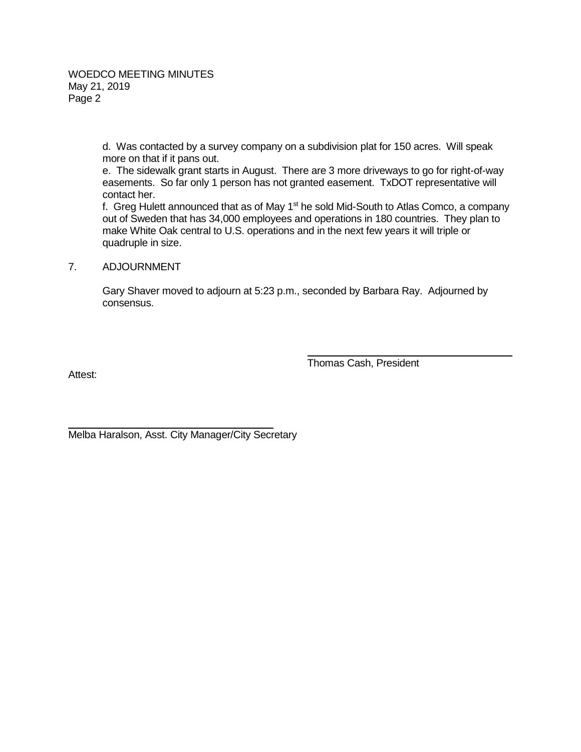d. Was contacted by a survey company on a subdivision plat for 150 acres. Will speak more on that if it pans out.

e. The sidewalk grant starts in August. There are 3 more driveways to go for right-of-way easements. So far only 1 person has not granted easement. TxDOT representative will contact her.

f. Greg Hulett announced that as of May 1st he sold Mid-South to Atlas Comco, a company out of Sweden that has 34,000 employees and operations in 180 countries. They plan to make White Oak central to U.S. operations and in the next few years it will triple or quadruple in size.

7. ADJOURNMENT

Gary Shaver moved to adjourn at 5:23 p.m., seconded by Barbara Ray. Adjourned by consensus.

Thomas Cash, President

Attest:

Melba Haralson, Asst. City Manager/City Secretary